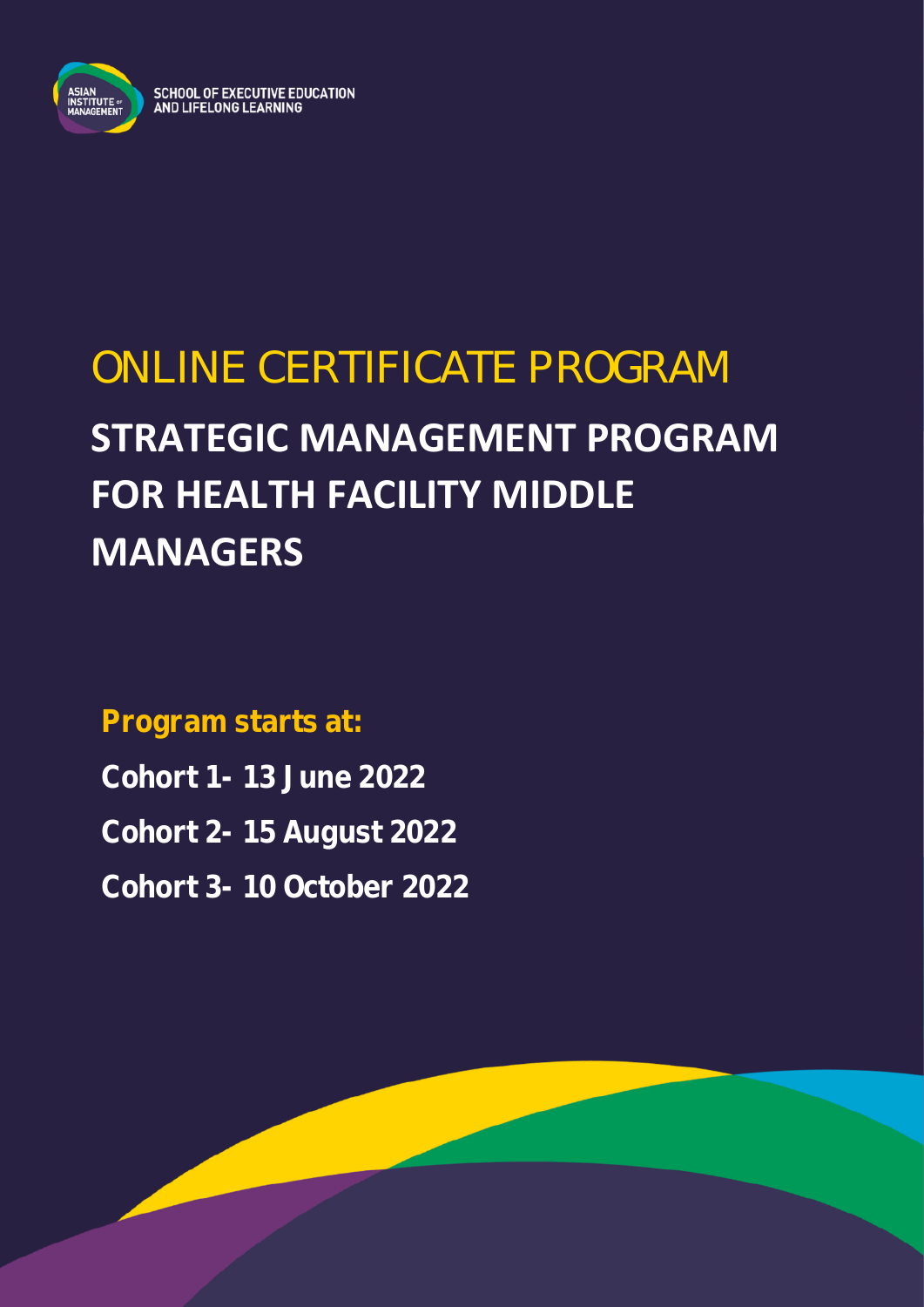SCHOOL OF EXECUTIVE EDUCATION AND LIFELONG LEARNING

# ONLINE CERTIFICATE PROGRAM

# STRATEGIC MANAGEMENT PROGRAM FOR HEALTH FACILITY MIDDLE MANAGERS

**Program starts at:**

**Cohort 1- 13 June 2022**

**Cohort 2- 15 August 2022**

**Cohort 3- 10 October 2022**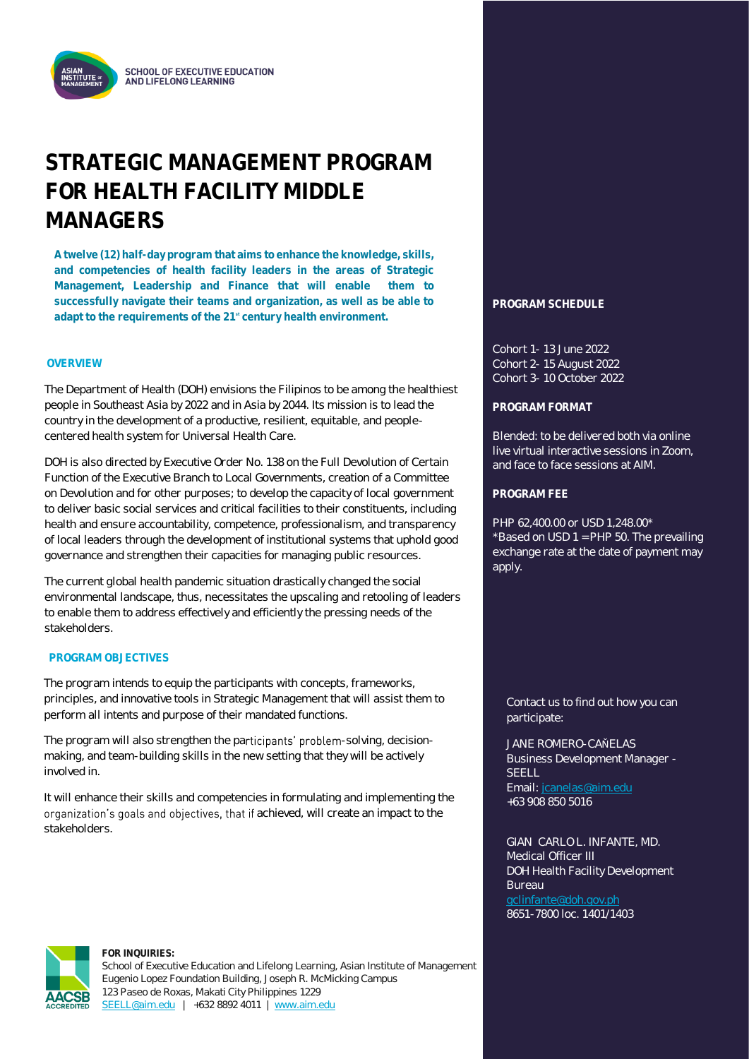SCHOOL OF EXECUTIVE EDUCATION AND LIFELONG LEARNING

# STRATEGIC MANAGEMENT PROGRAM FOR HEALTH FACILITY MIDDLE MANAGERS

**A twelve (12) half-day program that aims to enhance the knowledge, skills, and competencies of health facility leaders in the areas of Strategic Management, Leadership and Finance that will enable them to successfully navigate their teams and organization, as well as be able to adapt to the requirements of the 21st century health environment.**

## OVERVIEW

The Department of Health (DOH) envisions the Filipinos to be among the healthiest people in Southeast Asia by 2022 and in Asia by 2044. Its mission is to lead the country in the development of a productive, resilient, equitable, and people-centered health system for Universal Health Care.

DOH is also directed by Executive Order No. 138 on the Full Devolution of Certain Function of the Executive Branch to Local Governments, creation of a Committee on Devolution and for other purposes; to develop the capacity of local government to deliver basic social services and critical facilities to their constituents, including health and ensure accountability, competence, professionalism, and transparency of local leaders through the development of institutional systems that uphold good governance and strengthen their capacities for managing public resources.

The current global health pandemic situation drastically changed the social environmental landscape, thus, necessitates the upscaling and retooling of leaders to enable them to address effectively and efficiently the pressing needs of the stakeholders.

## PROGRAM OBJECTIVES

The program intends to equip the participants with concepts, frameworks, principles, and innovative tools in Strategic Management that will assist them to perform all intents and purpose of their mandated functions.

The program will also strengthen the participants' problem-solving, decision-making, and team-building skills in the new setting that they will be actively involved in.

It will enhance their skills and competencies in formulating and implementing the organization's goals and objectives, that if achieved, will create an impact to the stakeholders.

## PROGRAM SCHEDULE

Cohort 1- 13 June 2022
Cohort 2- 15 August 2022
Cohort 3- 10 October 2022

## PROGRAM FORMAT

Blended: to be delivered both via online live virtual interactive sessions in Zoom, and face to face sessions at AIM.

## PROGRAM FEE

PHP 62,400.00 or USD 1,248.00*
*Based on USD 1 = PHP 50. The prevailing exchange rate at the date of payment may apply.

Contact us to find out how you can participate:

JANE ROMERO-CAÑELAS
Business Development Manager - SEELL
Email: jcanelas@aim.edu
+63 908 850 5016

GIAN CARLO L. INFANTE, MD.
Medical Officer III
DOH Health Facility Development Bureau
gclinfante@doh.gov.ph
8651-7800 loc. 1401/1403

**FOR INQUIRIES:**
School of Executive Education and Lifelong Learning, Asian Institute of Management
Eugenio Lopez Foundation Building, Joseph R. McMicking Campus
123 Paseo de Roxas, Makati City Philippines 1229
SEELL@aim.edu | +632 8892 4011 | www.aim.edu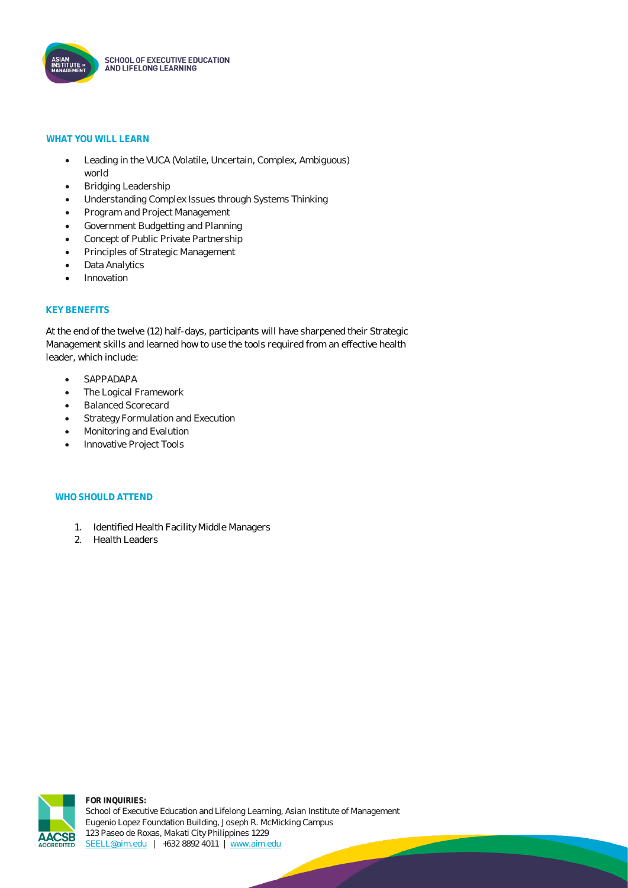## WHAT YOU WILL LEARN

- Leading in the VUCA (Volatile, Uncertain, Complex, Ambiguous) world
- Bridging Leadership
- Understanding Complex Issues through Systems Thinking
- Program and Project Management
- Government Budgetting and Planning
- Concept of Public Private Partnership
- Principles of Strategic Management
- Data Analytics
- Innovation

## KEY BENEFITS

At the end of the twelve (12) half-days, participants will have sharpened their Strategic Management skills and learned how to use the tools required from an effective health leader, which include:

- SAPPADAPA
- The Logical Framework
- Balanced Scorecard
- Strategy Formulation and Execution
- Monitoring and Evalution
- Innovative Project Tools

## WHO SHOULD ATTEND

1. Identified Health Facility Middle Managers
2. Health Leaders

**FOR INQUIRIES:**
School of Executive Education and Lifelong Learning, Asian Institute of Management
Eugenio Lopez Foundation Building, Joseph R. McMicking Campus
123 Paseo de Roxas, Makati City Philippines 1229
SEELL@aim.edu | +632 8892 4011 | www.aim.edu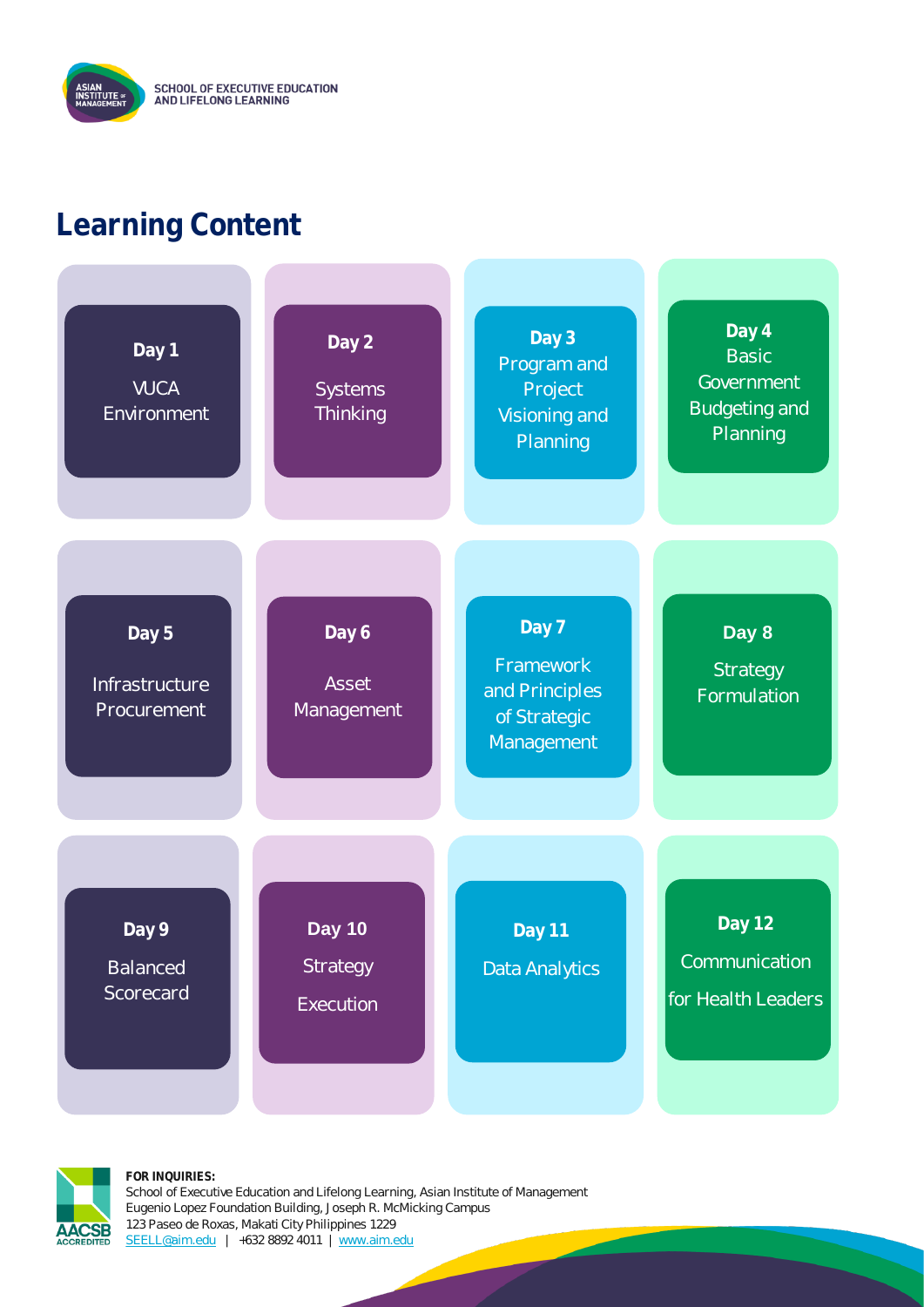## Learning Content

**Day 1**
VUCA Environment

**Day 2**
Systems Thinking

**Day 3**
Program and Project Visioning and Planning

**Day 4**
Basic Government Budgeting and Planning

**Day 5**
Infrastructure Procurement

**Day 6**
Asset Management

**Day 7**
Framework and Principles of Strategic Management

**Day 8**
Strategy Formulation

**Day 9**
Balanced Scorecard

**Day 10**
Strategy Execution

**Day 11**
Data Analytics

**Day 12**
Communication for Health Leaders

**FOR INQUIRIES:**
School of Executive Education and Lifelong Learning, Asian Institute of Management
Eugenio Lopez Foundation Building, Joseph R. McMicking Campus
123 Paseo de Roxas, Makati City Philippines 1229
SEELL@aim.edu | +632 8892 4011 | www.aim.edu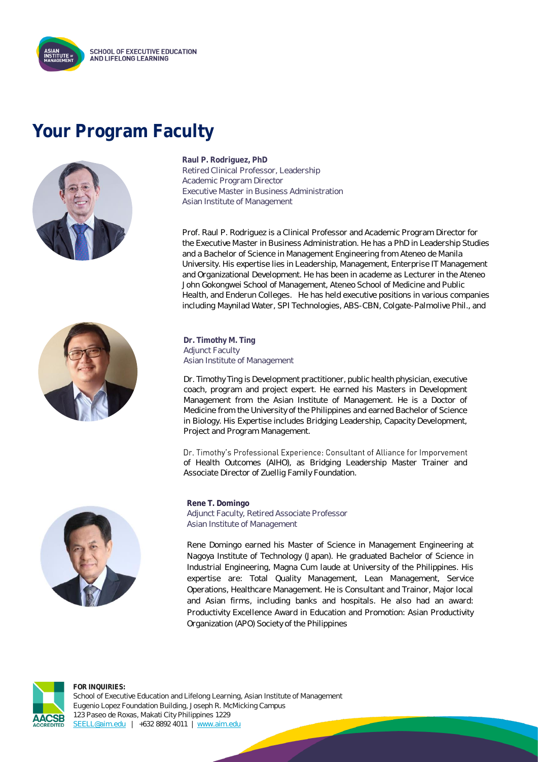# Your Program Faculty

**Raul P. Rodriguez, PhD**
Retired Clinical Professor, Leadership
Academic Program Director
Executive Master in Business Administration
Asian Institute of Management

Prof. Raul P. Rodriguez is a Clinical Professor and Academic Program Director for the Executive Master in Business Administration. He has a PhD in Leadership Studies and a Bachelor of Science in Management Engineering from Ateneo de Manila University. His expertise lies in Leadership, Management, Enterprise IT Management and Organizational Development. He has been in academe as Lecturer in the Ateneo John Gokongwei School of Management, Ateneo School of Medicine and Public Health, and Enderun Colleges. He has held executive positions in various companies including Maynilad Water, SPI Technologies, ABS-CBN, Colgate-Palmolive Phil., and

**Dr. Timothy M. Ting**
Adjunct Faculty
Asian Institute of Management

Dr. Timothy Ting is Development practitioner, public health physician, executive coach, program and project expert. He earned his Masters in Development Management from the Asian Institute of Management. He is a Doctor of Medicine from the University of the Philippines and earned Bachelor of Science in Biology. His Expertise includes Bridging Leadership, Capacity Development, Project and Program Management.

Dr. Timothy's Professional Experience: Consultant of Alliance for Imporvement of Health Outcomes (AIHO), as Bridging Leadership Master Trainer and Associate Director of Zuellig Family Foundation.

**Rene T. Domingo**
Adjunct Faculty, Retired Associate Professor
Asian Institute of Management

Rene Domingo earned his Master of Science in Management Engineering at Nagoya Institute of Technology (Japan). He graduated Bachelor of Science in Industrial Engineering, Magna Cum laude at University of the Philippines. His expertise are: Total Quality Management, Lean Management, Service Operations, Healthcare Management. He is Consultant and Trainor, Major local and Asian firms, including banks and hospitals. He also had an award: Productivity Excellence Award in Education and Promotion: Asian Productivity Organization (APO) Society of the Philippines

**FOR INQUIRIES:**
School of Executive Education and Lifelong Learning, Asian Institute of Management
Eugenio Lopez Foundation Building, Joseph R. McMicking Campus
123 Paseo de Roxas, Makati City Philippines 1229
SEELL@aim.edu | +632 8892 4011 | www.aim.edu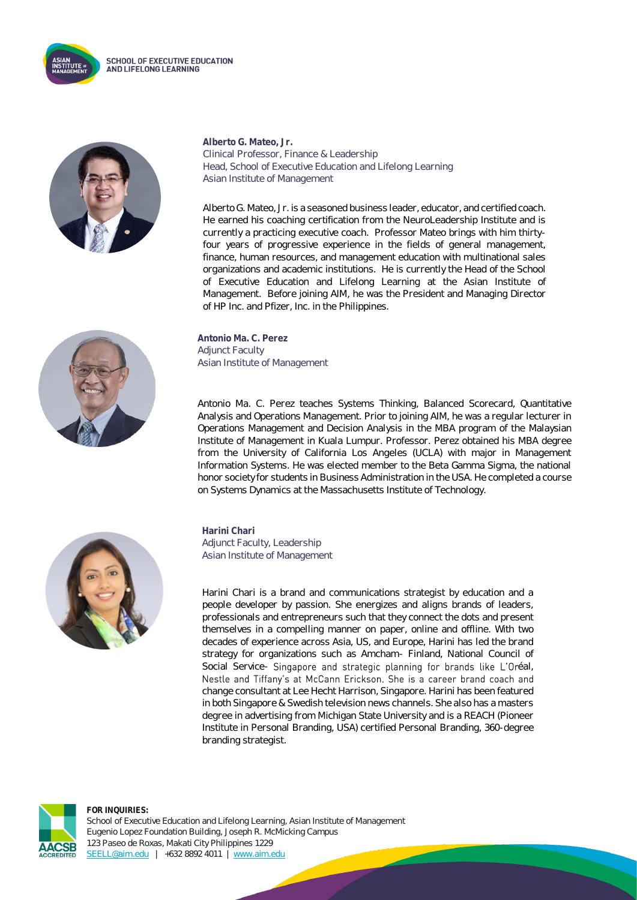**Alberto G. Mateo, Jr.**
Clinical Professor, Finance & Leadership
Head, School of Executive Education and Lifelong Learning
Asian Institute of Management

Alberto G. Mateo, Jr. is a seasoned business leader, educator, and certified coach. He earned his coaching certification from the NeuroLeadership Institute and is currently a practicing executive coach. Professor Mateo brings with him thirty-four years of progressive experience in the fields of general management, finance, human resources, and management education with multinational sales organizations and academic institutions. He is currently the Head of the School of Executive Education and Lifelong Learning at the Asian Institute of Management. Before joining AIM, he was the President and Managing Director of HP Inc. and Pfizer, Inc. in the Philippines.

**Antonio Ma. C. Perez**
Adjunct Faculty
Asian Institute of Management

Antonio Ma. C. Perez teaches Systems Thinking, Balanced Scorecard, Quantitative Analysis and Operations Management. Prior to joining AIM, he was a regular lecturer in Operations Management and Decision Analysis in the MBA program of the Malaysian Institute of Management in Kuala Lumpur. Professor. Perez obtained his MBA degree from the University of California Los Angeles (UCLA) with major in Management Information Systems. He was elected member to the Beta Gamma Sigma, the national honor society for students in Business Administration in the USA. He completed a course on Systems Dynamics at the Massachusetts Institute of Technology.

**Harini Chari**
Adjunct Faculty, Leadership
Asian Institute of Management

Harini Chari is a brand and communications strategist by education and a people developer by passion. She energizes and aligns brands of leaders, professionals and entrepreneurs such that they connect the dots and present themselves in a compelling manner on paper, online and offline. With two decades of experience across Asia, US, and Europe, Harini has led the brand strategy for organizations such as Amcham- Finland, National Council of Social Service- Singapore and strategic planning for brands like L'Oréal, Nestle and Tiffany's at McCann Erickson. She is a career brand coach and change consultant at Lee Hecht Harrison, Singapore. Harini has been featured in both Singapore & Swedish television news channels. She also has a masters degree in advertising from Michigan State University and is a REACH (Pioneer Institute in Personal Branding, USA) certified Personal Branding, 360-degree branding strategist.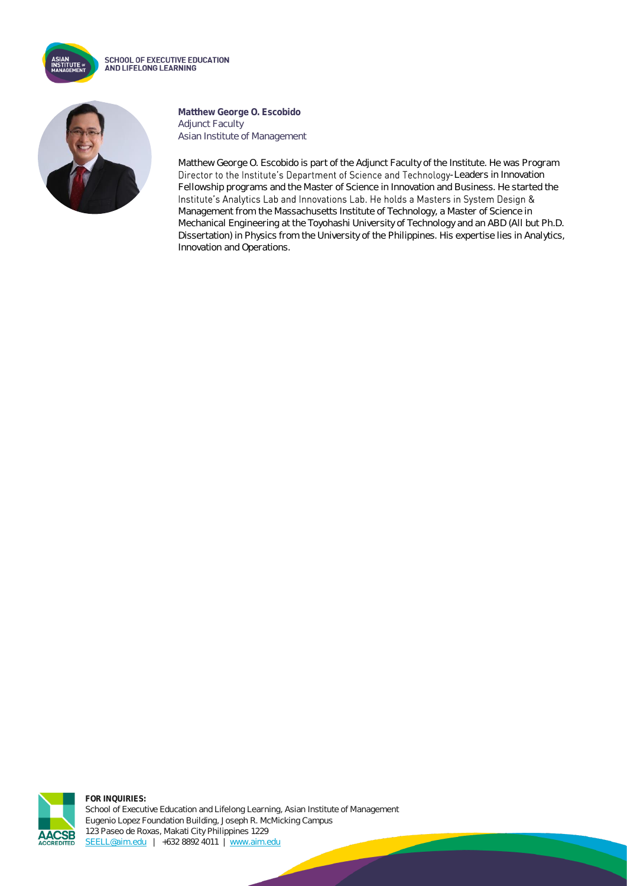**Matthew George O. Escobido**
Adjunct Faculty
Asian Institute of Management

Matthew George O. Escobido is part of the Adjunct Faculty of the Institute. He was Program Director to the Institute's Department of Science and Technology-Leaders in Innovation Fellowship programs and the Master of Science in Innovation and Business. He started the Institute's Analytics Lab and Innovations Lab. He holds a Masters in System Design & Management from the Massachusetts Institute of Technology, a Master of Science in Mechanical Engineering at the Toyohashi University of Technology and an ABD (All but Ph.D. Dissertation) in Physics from the University of the Philippines. His expertise lies in Analytics, Innovation and Operations.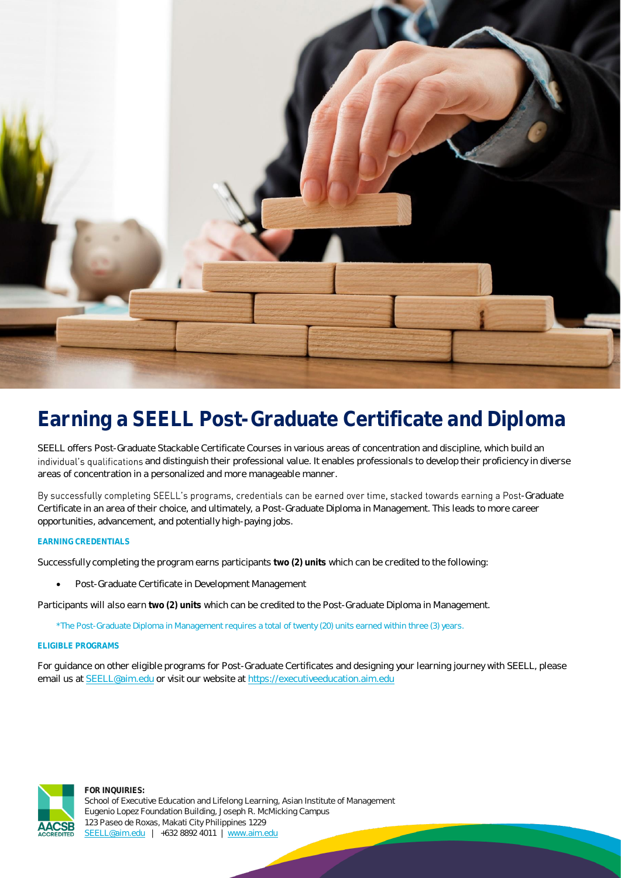# Earning a SEELL Post-Graduate Certificate and Diploma

SEELL offers Post-Graduate Stackable Certificate Courses in various areas of concentration and discipline, which build an individual's qualifications and distinguish their professional value. It enables professionals to develop their proficiency in diverse areas of concentration in a personalized and more manageable manner.

By successfully completing SEELL's programs, credentials can be earned over time, stacked towards earning a Post-Graduate Certificate in an area of their choice, and ultimately, a Post-Graduate Diploma in Management. This leads to more career opportunities, advancement, and potentially high-paying jobs.

**EARNING CREDENTIALS**

Successfully completing the program earns participants **two (2) units** which can be credited to the following:

- Post-Graduate Certificate in Development Management

Participants will also earn **two (2) units** which can be credited to the Post-Graduate Diploma in Management.

*The Post-Graduate Diploma in Management requires a total of twenty (20) units earned within three (3) years.

**ELIGIBLE PROGRAMS**

For guidance on other eligible programs for Post-Graduate Certificates and designing your learning journey with SEELL, please email us at SEELL@aim.edu or visit our website at https://executiveeducation.aim.edu

**FOR INQUIRIES:**
School of Executive Education and Lifelong Learning, Asian Institute of Management
Eugenio Lopez Foundation Building, Joseph R. McMicking Campus
123 Paseo de Roxas, Makati City Philippines 1229
SEELL@aim.edu | +632 8892 4011 | www.aim.edu